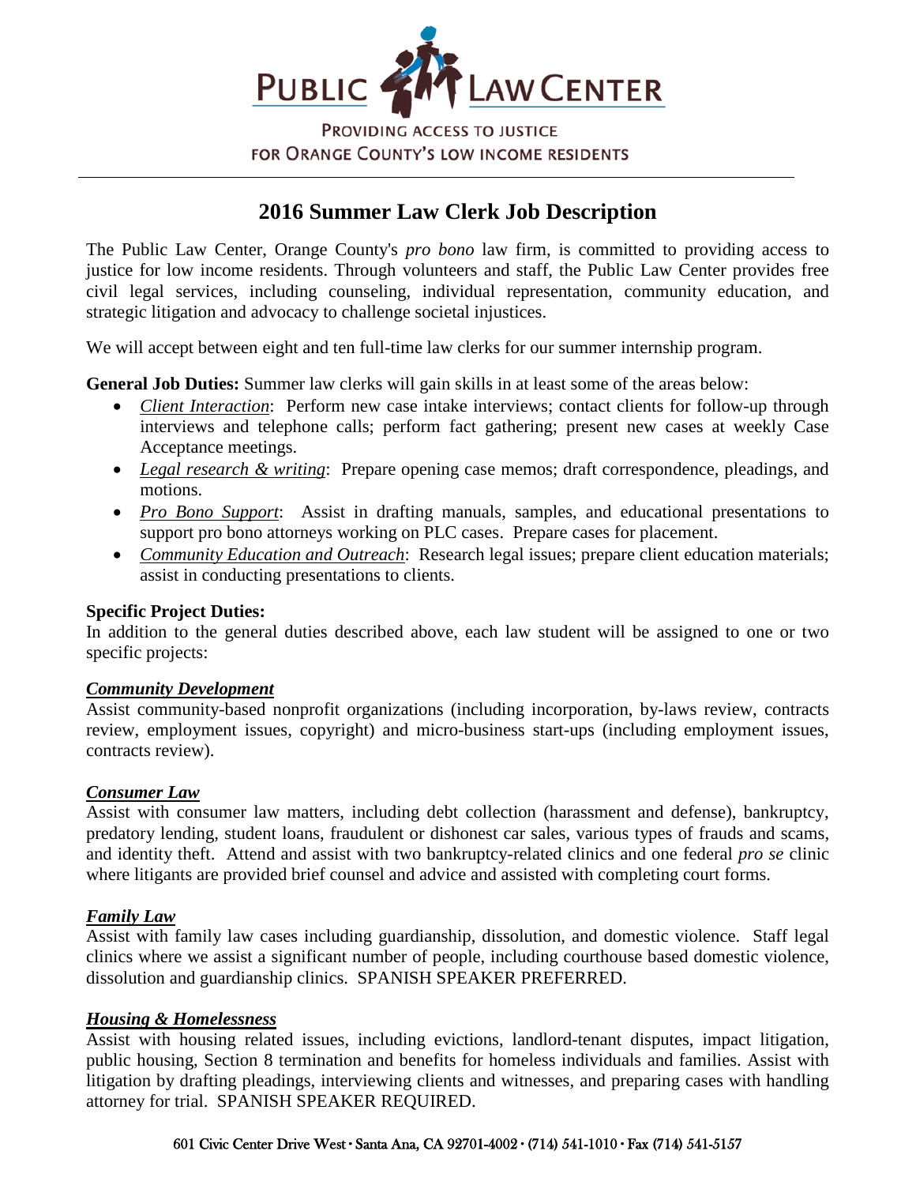PUBLIC LAW CENTER

PROVIDING ACCESS TO JUSTICE FOR ORANGE COUNTY'S LOW INCOME RESIDENTS

# 2016 Summer Law Clerk Job Description

The Public Law Center, Orange County's *pro bono* law firm, is committed to providing access to justice for low income residents. Through volunteers and staff, the Public Law Center provides free civil legal services, including counseling, individual representation, community education, and strategic litigation and advocacy to challenge societal injustices.

We will accept between eight and ten full-time law clerks for our summer internship program.

**General Job Duties:** Summer law clerks will gain skills in at least some of the areas below:

- *Client Interaction*: Perform new case intake interviews; contact clients for follow-up through interviews and telephone calls; perform fact gathering; present new cases at weekly Case Acceptance meetings.
- *Legal research & writing*: Prepare opening case memos; draft correspondence, pleadings, and motions.
- *Pro Bono Support*: Assist in drafting manuals, samples, and educational presentations to support pro bono attorneys working on PLC cases. Prepare cases for placement.
- *Community Education and Outreach*: Research legal issues; prepare client education materials; assist in conducting presentations to clients.

**Specific Project Duties:**
In addition to the general duties described above, each law student will be assigned to one or two specific projects:

***Community Development***
Assist community-based nonprofit organizations (including incorporation, by-laws review, contracts review, employment issues, copyright) and micro-business start-ups (including employment issues, contracts review).

***Consumer Law***
Assist with consumer law matters, including debt collection (harassment and defense), bankruptcy, predatory lending, student loans, fraudulent or dishonest car sales, various types of frauds and scams, and identity theft. Attend and assist with two bankruptcy-related clinics and one federal *pro se* clinic where litigants are provided brief counsel and advice and assisted with completing court forms.

***Family Law***
Assist with family law cases including guardianship, dissolution, and domestic violence. Staff legal clinics where we assist a significant number of people, including courthouse based domestic violence, dissolution and guardianship clinics. SPANISH SPEAKER PREFERRED.

***Housing & Homelessness***
Assist with housing related issues, including evictions, landlord-tenant disputes, impact litigation, public housing, Section 8 termination and benefits for homeless individuals and families. Assist with litigation by drafting pleadings, interviewing clients and witnesses, and preparing cases with handling attorney for trial. SPANISH SPEAKER REQUIRED.

601 Civic Center Drive West • Santa Ana, CA 92701-4002 • (714) 541-1010 • Fax (714) 541-5157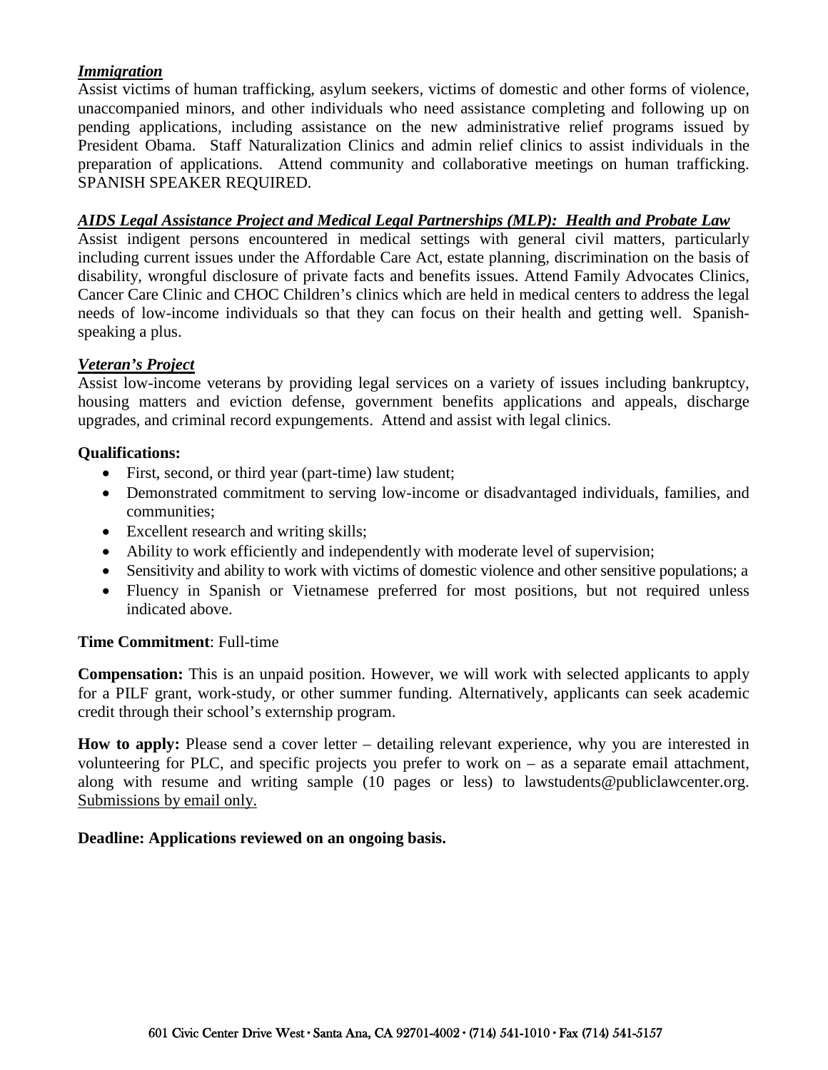***Immigration***

Assist victims of human trafficking, asylum seekers, victims of domestic and other forms of violence, unaccompanied minors, and other individuals who need assistance completing and following up on pending applications, including assistance on the new administrative relief programs issued by President Obama. Staff Naturalization Clinics and admin relief clinics to assist individuals in the preparation of applications. Attend community and collaborative meetings on human trafficking. SPANISH SPEAKER REQUIRED.

***AIDS Legal Assistance Project and Medical Legal Partnerships (MLP): Health and Probate Law***

Assist indigent persons encountered in medical settings with general civil matters, particularly including current issues under the Affordable Care Act, estate planning, discrimination on the basis of disability, wrongful disclosure of private facts and benefits issues. Attend Family Advocates Clinics, Cancer Care Clinic and CHOC Children's clinics which are held in medical centers to address the legal needs of low-income individuals so that they can focus on their health and getting well. Spanish-speaking a plus.

***Veteran's Project***

Assist low-income veterans by providing legal services on a variety of issues including bankruptcy, housing matters and eviction defense, government benefits applications and appeals, discharge upgrades, and criminal record expungements. Attend and assist with legal clinics.

**Qualifications:**

- First, second, or third year (part-time) law student;
- Demonstrated commitment to serving low-income or disadvantaged individuals, families, and communities;
- Excellent research and writing skills;
- Ability to work efficiently and independently with moderate level of supervision;
- Sensitivity and ability to work with victims of domestic violence and other sensitive populations; a
- Fluency in Spanish or Vietnamese preferred for most positions, but not required unless indicated above.

**Time Commitment**: Full-time

**Compensation:** This is an unpaid position. However, we will work with selected applicants to apply for a PILF grant, work-study, or other summer funding. Alternatively, applicants can seek academic credit through their school's externship program.

**How to apply:** Please send a cover letter – detailing relevant experience, why you are interested in volunteering for PLC, and specific projects you prefer to work on – as a separate email attachment, along with resume and writing sample (10 pages or less) to lawstudents@publiclawcenter.org. Submissions by email only.

**Deadline: Applications reviewed on an ongoing basis.**

601 Civic Center Drive West · Santa Ana, CA 92701-4002 · (714) 541-1010 · Fax (714) 541-5157